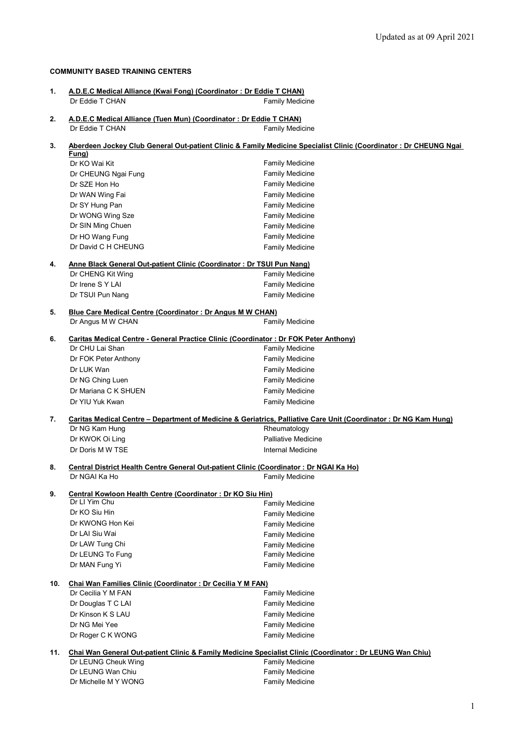Updated as at 09 April 2021

**COMMUNITY BASED TRAINING CENTERS**

**1. A.D.E.C Medical Alliance (Kwai Fong) (Coordinator : Dr Eddie T CHAN)**

| | |
|---|---|
| Dr Eddie T CHAN | Family Medicine |

**2. A.D.E.C Medical Alliance (Tuen Mun) (Coordinator : Dr Eddie T CHAN)**

| | |
|---|---|
| Dr Eddie T CHAN | Family Medicine |

**3. Aberdeen Jockey Club General Out-patient Clinic & Family Medicine Specialist Clinic (Coordinator : Dr CHEUNG Ngai Fung)**

| | |
|---|---|
| Dr KO Wai Kit | Family Medicine |
| Dr CHEUNG Ngai Fung | Family Medicine |
| Dr SZE Hon Ho | Family Medicine |
| Dr WAN Wing Fai | Family Medicine |
| Dr SY Hung Pan | Family Medicine |
| Dr WONG Wing Sze | Family Medicine |
| Dr SIN Ming Chuen | Family Medicine |
| Dr HO Wang Fung | Family Medicine |
| Dr David C H CHEUNG | Family Medicine |

**4. Anne Black General Out-patient Clinic (Coordinator : Dr TSUI Pun Nang)**

| | |
|---|---|
| Dr CHENG Kit Wing | Family Medicine |
| Dr Irene S Y LAI | Family Medicine |
| Dr TSUI Pun Nang | Family Medicine |

**5. Blue Care Medical Centre (Coordinator : Dr Angus M W CHAN)**

| | |
|---|---|
| Dr Angus M W CHAN | Family Medicine |

**6. Caritas Medical Centre - General Practice Clinic (Coordinator : Dr FOK Peter Anthony)**

| | |
|---|---|
| Dr CHU Lai Shan | Family Medicine |
| Dr FOK Peter Anthony | Family Medicine |
| Dr LUK Wan | Family Medicine |
| Dr NG Ching Luen | Family Medicine |
| Dr Mariana C K SHUEN | Family Medicine |
| Dr YIU Yuk Kwan | Family Medicine |

**7. Caritas Medical Centre – Department of Medicine & Geriatrics, Palliative Care Unit (Coordinator : Dr NG Kam Hung)**

| | |
|---|---|
| Dr NG Kam Hung | Rheumatology |
| Dr KWOK Oi Ling | Palliative Medicine |
| Dr Doris M W TSE | Internal Medicine |

**8. Central District Health Centre General Out-patient Clinic (Coordinator : Dr NGAI Ka Ho)**

| | |
|---|---|
| Dr NGAI Ka Ho | Family Medicine |

**9. Central Kowloon Health Centre (Coordinator : Dr KO Siu Hin)**

| | |
|---|---|
| Dr LI Yim Chu | Family Medicine |
| Dr KO Siu Hin | Family Medicine |
| Dr KWONG Hon Kei | Family Medicine |
| Dr LAI Siu Wai | Family Medicine |
| Dr LAW Tung Chi | Family Medicine |
| Dr LEUNG To Fung | Family Medicine |
| Dr MAN Fung Yi | Family Medicine |

**10. Chai Wan Families Clinic (Coordinator : Dr Cecilia Y M FAN)**

| | |
|---|---|
| Dr Cecilia Y M FAN | Family Medicine |
| Dr Douglas T C LAI | Family Medicine |
| Dr Kinson K S LAU | Family Medicine |
| Dr NG Mei Yee | Family Medicine |
| Dr Roger C K WONG | Family Medicine |

**11. Chai Wan General Out-patient Clinic & Family Medicine Specialist Clinic (Coordinator : Dr LEUNG Wan Chiu)**

| | |
|---|---|
| Dr LEUNG Cheuk Wing | Family Medicine |
| Dr LEUNG Wan Chiu | Family Medicine |
| Dr Michelle M Y WONG | Family Medicine |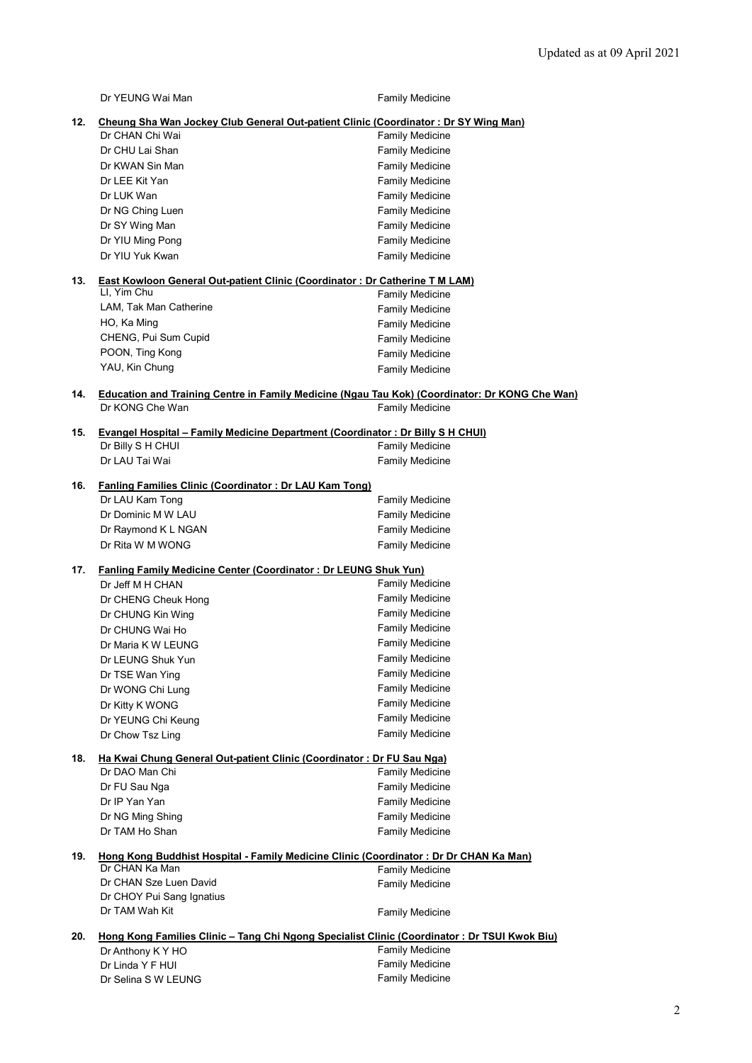| | |
|---|---|
| Dr YEUNG Wai Man | Family Medicine |

**12. Cheung Sha Wan Jockey Club General Out-patient Clinic (Coordinator : Dr SY Wing Man)**

| | |
|---|---|
| Dr CHAN Chi Wai | Family Medicine |
| Dr CHU Lai Shan | Family Medicine |
| Dr KWAN Sin Man | Family Medicine |
| Dr LEE Kit Yan | Family Medicine |
| Dr LUK Wan | Family Medicine |
| Dr NG Ching Luen | Family Medicine |
| Dr SY Wing Man | Family Medicine |
| Dr YIU Ming Pong | Family Medicine |
| Dr YIU Yuk Kwan | Family Medicine |

**13. East Kowloon General Out-patient Clinic (Coordinator : Dr Catherine T M LAM)**

| | |
|---|---|
| LI, Yim Chu | Family Medicine |
| LAM, Tak Man Catherine | Family Medicine |
| HO, Ka Ming | Family Medicine |
| CHENG, Pui Sum Cupid | Family Medicine |
| POON, Ting Kong | Family Medicine |
| YAU, Kin Chung | Family Medicine |

**14. Education and Training Centre in Family Medicine (Ngau Tau Kok) (Coordinator: Dr KONG Che Wan)**

| | |
|---|---|
| Dr KONG Che Wan | Family Medicine |

**15. Evangel Hospital – Family Medicine Department (Coordinator : Dr Billy S H CHUI)**

| | |
|---|---|
| Dr Billy S H CHUI | Family Medicine |
| Dr LAU Tai Wai | Family Medicine |

**16. Fanling Families Clinic (Coordinator : Dr LAU Kam Tong)**

| | |
|---|---|
| Dr LAU Kam Tong | Family Medicine |
| Dr Dominic M W LAU | Family Medicine |
| Dr Raymond K L NGAN | Family Medicine |
| Dr Rita W M WONG | Family Medicine |

**17. Fanling Family Medicine Center (Coordinator : Dr LEUNG Shuk Yun)**

| | |
|---|---|
| Dr Jeff M H CHAN | Family Medicine |
| Dr CHENG Cheuk Hong | Family Medicine |
| Dr CHUNG Kin Wing | Family Medicine |
| Dr CHUNG Wai Ho | Family Medicine |
| Dr Maria K W LEUNG | Family Medicine |
| Dr LEUNG Shuk Yun | Family Medicine |
| Dr TSE Wan Ying | Family Medicine |
| Dr WONG Chi Lung | Family Medicine |
| Dr Kitty K WONG | Family Medicine |
| Dr YEUNG Chi Keung | Family Medicine |
| Dr Chow Tsz Ling | Family Medicine |

**18. Ha Kwai Chung General Out-patient Clinic (Coordinator : Dr FU Sau Nga)**

| | |
|---|---|
| Dr DAO Man Chi | Family Medicine |
| Dr FU Sau Nga | Family Medicine |
| Dr IP Yan Yan | Family Medicine |
| Dr NG Ming Shing | Family Medicine |
| Dr TAM Ho Shan | Family Medicine |

**19. Hong Kong Buddhist Hospital - Family Medicine Clinic (Coordinator : Dr Dr CHAN Ka Man)**

| | |
|---|---|
| Dr CHAN Ka Man | Family Medicine |
| Dr CHAN Sze Luen David | Family Medicine |
| Dr CHOY Pui Sang Ignatius | |
| Dr TAM Wah Kit | Family Medicine |

**20. Hong Kong Families Clinic – Tang Chi Ngong Specialist Clinic (Coordinator : Dr TSUI Kwok Biu)**

| | |
|---|---|
| Dr Anthony K Y HO | Family Medicine |
| Dr Linda Y F HUI | Family Medicine |
| Dr Selina S W LEUNG | Family Medicine |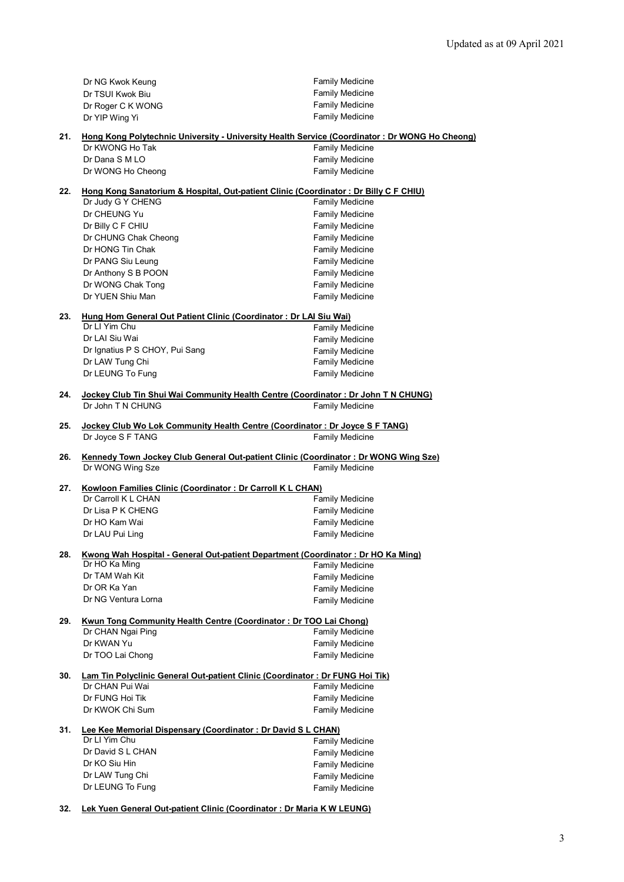| | |
|---|---|
| Dr NG Kwok Keung | Family Medicine |
| Dr TSUI Kwok Biu | Family Medicine |
| Dr Roger C K WONG | Family Medicine |
| Dr YIP Wing Yi | Family Medicine |

**21. Hong Kong Polytechnic University - University Health Service (Coordinator : Dr WONG Ho Cheong)**

| | |
|---|---|
| Dr KWONG Ho Tak | Family Medicine |
| Dr Dana S M LO | Family Medicine |
| Dr WONG Ho Cheong | Family Medicine |

**22. Hong Kong Sanatorium & Hospital, Out-patient Clinic (Coordinator : Dr Billy C F CHIU)**

| | |
|---|---|
| Dr Judy G Y CHENG | Family Medicine |
| Dr CHEUNG Yu | Family Medicine |
| Dr Billy C F CHIU | Family Medicine |
| Dr CHUNG Chak Cheong | Family Medicine |
| Dr HONG Tin Chak | Family Medicine |
| Dr PANG Siu Leung | Family Medicine |
| Dr Anthony S B POON | Family Medicine |
| Dr WONG Chak Tong | Family Medicine |
| Dr YUEN Shiu Man | Family Medicine |

**23. Hung Hom General Out Patient Clinic (Coordinator : Dr LAI Siu Wai)**

| | |
|---|---|
| Dr LI Yim Chu | Family Medicine |
| Dr LAI Siu Wai | Family Medicine |
| Dr Ignatius P S CHOY, Pui Sang | Family Medicine |
| Dr LAW Tung Chi | Family Medicine |
| Dr LEUNG To Fung | Family Medicine |

**24. Jockey Club Tin Shui Wai Community Health Centre (Coordinator : Dr John T N CHUNG)**

| | |
|---|---|
| Dr John T N CHUNG | Family Medicine |

**25. Jockey Club Wo Lok Community Health Centre (Coordinator : Dr Joyce S F TANG)**

| | |
|---|---|
| Dr Joyce S F TANG | Family Medicine |

**26. Kennedy Town Jockey Club General Out-patient Clinic (Coordinator : Dr WONG Wing Sze)**

| | |
|---|---|
| Dr WONG Wing Sze | Family Medicine |

**27. Kowloon Families Clinic (Coordinator : Dr Carroll K L CHAN)**

| | |
|---|---|
| Dr Carroll K L CHAN | Family Medicine |
| Dr Lisa P K CHENG | Family Medicine |
| Dr HO Kam Wai | Family Medicine |
| Dr LAU Pui Ling | Family Medicine |

**28. Kwong Wah Hospital - General Out-patient Department (Coordinator : Dr HO Ka Ming)**

| | |
|---|---|
| Dr HO Ka Ming | Family Medicine |
| Dr TAM Wah Kit | Family Medicine |
| Dr OR Ka Yan | Family Medicine |
| Dr NG Ventura Lorna | Family Medicine |

**29. Kwun Tong Community Health Centre (Coordinator : Dr TOO Lai Chong)**

| | |
|---|---|
| Dr CHAN Ngai Ping | Family Medicine |
| Dr KWAN Yu | Family Medicine |
| Dr TOO Lai Chong | Family Medicine |

**30. Lam Tin Polyclinic General Out-patient Clinic (Coordinator : Dr FUNG Hoi Tik)**

| | |
|---|---|
| Dr CHAN Pui Wai | Family Medicine |
| Dr FUNG Hoi Tik | Family Medicine |
| Dr KWOK Chi Sum | Family Medicine |

**31. Lee Kee Memorial Dispensary (Coordinator : Dr David S L CHAN)**

| | |
|---|---|
| Dr LI Yim Chu | Family Medicine |
| Dr David S L CHAN | Family Medicine |
| Dr KO Siu Hin | Family Medicine |
| Dr LAW Tung Chi | Family Medicine |
| Dr LEUNG To Fung | Family Medicine |

**32. Lek Yuen General Out-patient Clinic (Coordinator : Dr Maria K W LEUNG)**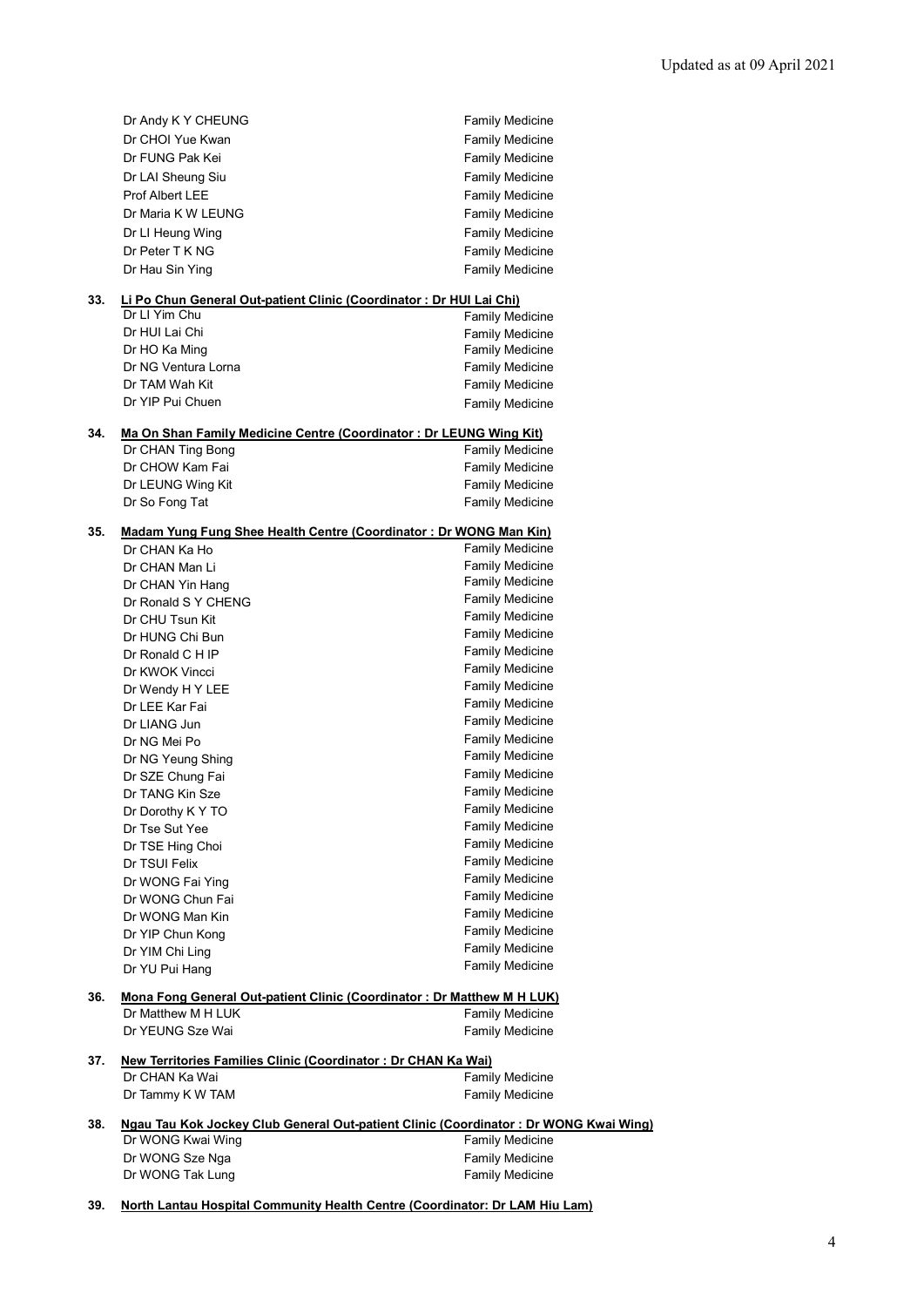| | |
|---|---|
| Dr Andy K Y CHEUNG | Family Medicine |
| Dr CHOI Yue Kwan | Family Medicine |
| Dr FUNG Pak Kei | Family Medicine |
| Dr LAI Sheung Siu | Family Medicine |
| Prof Albert LEE | Family Medicine |
| Dr Maria K W LEUNG | Family Medicine |
| Dr LI Heung Wing | Family Medicine |
| Dr Peter T K NG | Family Medicine |
| Dr Hau Sin Ying | Family Medicine |

**33. Li Po Chun General Out-patient Clinic (Coordinator : Dr HUI Lai Chi)**

| | |
|---|---|
| Dr LI Yim Chu | Family Medicine |
| Dr HUI Lai Chi | Family Medicine |
| Dr HO Ka Ming | Family Medicine |
| Dr NG Ventura Lorna | Family Medicine |
| Dr TAM Wah Kit | Family Medicine |
| Dr YIP Pui Chuen | Family Medicine |

**34. Ma On Shan Family Medicine Centre (Coordinator : Dr LEUNG Wing Kit)**

| | |
|---|---|
| Dr CHAN Ting Bong | Family Medicine |
| Dr CHOW Kam Fai | Family Medicine |
| Dr LEUNG Wing Kit | Family Medicine |
| Dr So Fong Tat | Family Medicine |

**35. Madam Yung Fung Shee Health Centre (Coordinator : Dr WONG Man Kin)**

| | |
|---|---|
| Dr CHAN Ka Ho | Family Medicine |
| Dr CHAN Man Li | Family Medicine |
| Dr CHAN Yin Hang | Family Medicine |
| Dr Ronald S Y CHENG | Family Medicine |
| Dr CHU Tsun Kit | Family Medicine |
| Dr HUNG Chi Bun | Family Medicine |
| Dr Ronald C H IP | Family Medicine |
| Dr KWOK Vincci | Family Medicine |
| Dr Wendy H Y LEE | Family Medicine |
| Dr LEE Kar Fai | Family Medicine |
| Dr LIANG Jun | Family Medicine |
| Dr NG Mei Po | Family Medicine |
| Dr NG Yeung Shing | Family Medicine |
| Dr SZE Chung Fai | Family Medicine |
| Dr TANG Kin Sze | Family Medicine |
| Dr Dorothy K Y TO | Family Medicine |
| Dr Tse Sut Yee | Family Medicine |
| Dr TSE Hing Choi | Family Medicine |
| Dr TSUI Felix | Family Medicine |
| Dr WONG Fai Ying | Family Medicine |
| Dr WONG Chun Fai | Family Medicine |
| Dr WONG Man Kin | Family Medicine |
| Dr YIP Chun Kong | Family Medicine |
| Dr YIM Chi Ling | Family Medicine |
| Dr YU Pui Hang | Family Medicine |

**36. Mona Fong General Out-patient Clinic (Coordinator : Dr Matthew M H LUK)**

| | |
|---|---|
| Dr Matthew M H LUK | Family Medicine |
| Dr YEUNG Sze Wai | Family Medicine |

**37. New Territories Families Clinic (Coordinator : Dr CHAN Ka Wai)**

| | |
|---|---|
| Dr CHAN Ka Wai | Family Medicine |
| Dr Tammy K W TAM | Family Medicine |

**38. Ngau Tau Kok Jockey Club General Out-patient Clinic (Coordinator : Dr WONG Kwai Wing)**

| | |
|---|---|
| Dr WONG Kwai Wing | Family Medicine |
| Dr WONG Sze Nga | Family Medicine |
| Dr WONG Tak Lung | Family Medicine |

**39. North Lantau Hospital Community Health Centre (Coordinator: Dr LAM Hiu Lam)**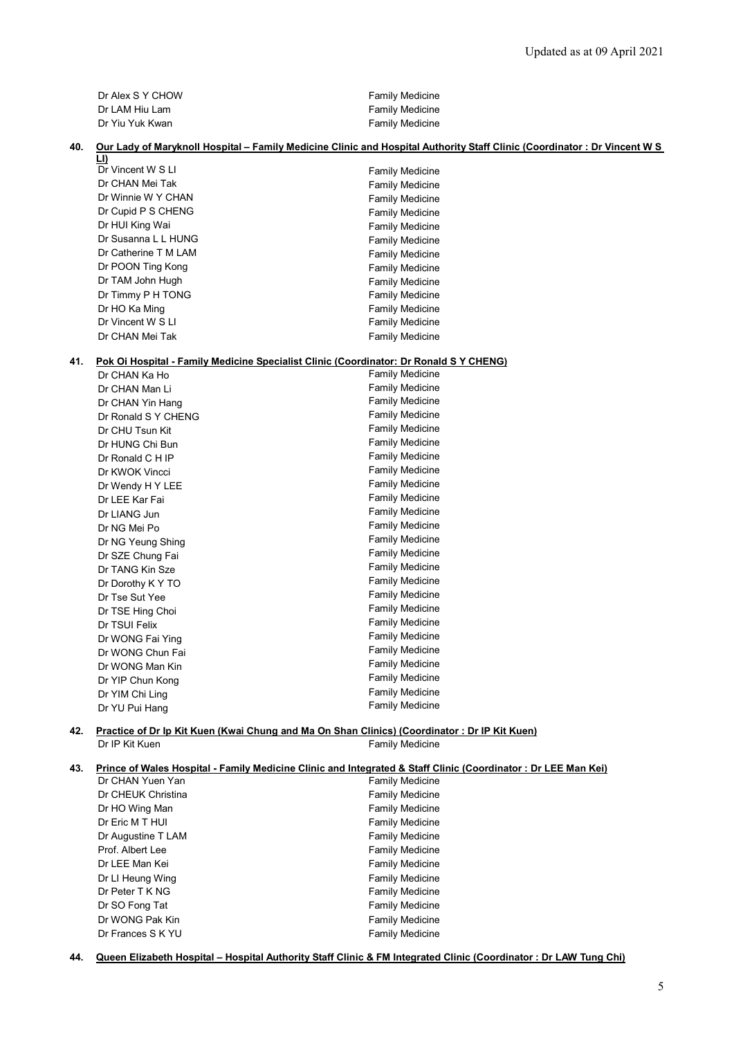| | |
|---|---|
| Dr Alex S Y CHOW | Family Medicine |
| Dr LAM Hiu Lam | Family Medicine |
| Dr Yiu Yuk Kwan | Family Medicine |

**40. Our Lady of Maryknoll Hospital – Family Medicine Clinic and Hospital Authority Staff Clinic (Coordinator : Dr Vincent W S LI)**

| | |
|---|---|
| Dr Vincent W S LI | Family Medicine |
| Dr CHAN Mei Tak | Family Medicine |
| Dr Winnie W Y CHAN | Family Medicine |
| Dr Cupid P S CHENG | Family Medicine |
| Dr HUI King Wai | Family Medicine |
| Dr Susanna L L HUNG | Family Medicine |
| Dr Catherine T M LAM | Family Medicine |
| Dr POON Ting Kong | Family Medicine |
| Dr TAM John Hugh | Family Medicine |
| Dr Timmy P H TONG | Family Medicine |
| Dr HO Ka Ming | Family Medicine |
| Dr Vincent W S LI | Family Medicine |
| Dr CHAN Mei Tak | Family Medicine |

**41. Pok Oi Hospital - Family Medicine Specialist Clinic (Coordinator: Dr Ronald S Y CHENG)**

| | |
|---|---|
| Dr CHAN Ka Ho | Family Medicine |
| Dr CHAN Man Li | Family Medicine |
| Dr CHAN Yin Hang | Family Medicine |
| Dr Ronald S Y CHENG | Family Medicine |
| Dr CHU Tsun Kit | Family Medicine |
| Dr HUNG Chi Bun | Family Medicine |
| Dr Ronald C H IP | Family Medicine |
| Dr KWOK Vincci | Family Medicine |
| Dr Wendy H Y LEE | Family Medicine |
| Dr LEE Kar Fai | Family Medicine |
| Dr LIANG Jun | Family Medicine |
| Dr NG Mei Po | Family Medicine |
| Dr NG Yeung Shing | Family Medicine |
| Dr SZE Chung Fai | Family Medicine |
| Dr TANG Kin Sze | Family Medicine |
| Dr Dorothy K Y TO | Family Medicine |
| Dr Tse Sut Yee | Family Medicine |
| Dr TSE Hing Choi | Family Medicine |
| Dr TSUI Felix | Family Medicine |
| Dr WONG Fai Ying | Family Medicine |
| Dr WONG Chun Fai | Family Medicine |
| Dr WONG Man Kin | Family Medicine |
| Dr YIP Chun Kong | Family Medicine |
| Dr YIM Chi Ling | Family Medicine |
| Dr YU Pui Hang | Family Medicine |

**42. Practice of Dr Ip Kit Kuen (Kwai Chung and Ma On Shan Clinics) (Coordinator : Dr IP Kit Kuen)**

| | |
|---|---|
| Dr IP Kit Kuen | Family Medicine |

**43. Prince of Wales Hospital - Family Medicine Clinic and Integrated & Staff Clinic (Coordinator : Dr LEE Man Kei)**

| | |
|---|---|
| Dr CHAN Yuen Yan | Family Medicine |
| Dr CHEUK Christina | Family Medicine |
| Dr HO Wing Man | Family Medicine |
| Dr Eric M T HUI | Family Medicine |
| Dr Augustine T LAM | Family Medicine |
| Prof. Albert Lee | Family Medicine |
| Dr LEE Man Kei | Family Medicine |
| Dr LI Heung Wing | Family Medicine |
| Dr Peter T K NG | Family Medicine |
| Dr SO Fong Tat | Family Medicine |
| Dr WONG Pak Kin | Family Medicine |
| Dr Frances S K YU | Family Medicine |

**44. Queen Elizabeth Hospital – Hospital Authority Staff Clinic & FM Integrated Clinic (Coordinator : Dr LAW Tung Chi)**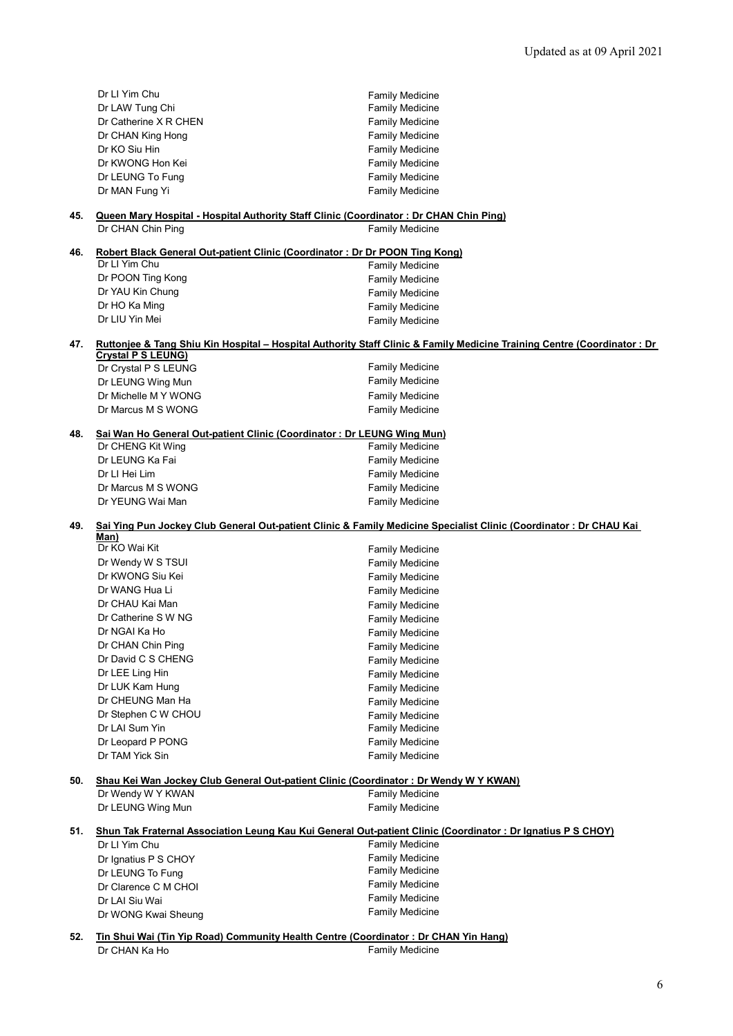Updated as at 09 April 2021

| | |
|---|---|
| Dr LI Yim Chu | Family Medicine |
| Dr LAW Tung Chi | Family Medicine |
| Dr Catherine X R CHEN | Family Medicine |
| Dr CHAN King Hong | Family Medicine |
| Dr KO Siu Hin | Family Medicine |
| Dr KWONG Hon Kei | Family Medicine |
| Dr LEUNG To Fung | Family Medicine |
| Dr MAN Fung Yi | Family Medicine |

**45. Queen Mary Hospital - Hospital Authority Staff Clinic (Coordinator : Dr CHAN Chin Ping)**

| | |
|---|---|
| Dr CHAN Chin Ping | Family Medicine |

**46. Robert Black General Out-patient Clinic (Coordinator : Dr Dr POON Ting Kong)**

| | |
|---|---|
| Dr LI Yim Chu | Family Medicine |
| Dr POON Ting Kong | Family Medicine |
| Dr YAU Kin Chung | Family Medicine |
| Dr HO Ka Ming | Family Medicine |
| Dr LIU Yin Mei | Family Medicine |

**47. Ruttonjee & Tang Shiu Kin Hospital – Hospital Authority Staff Clinic & Family Medicine Training Centre (Coordinator : Dr Crystal P S LEUNG)**

| | |
|---|---|
| Dr Crystal P S LEUNG | Family Medicine |
| Dr LEUNG Wing Mun | Family Medicine |
| Dr Michelle M Y WONG | Family Medicine |
| Dr Marcus M S WONG | Family Medicine |

**48. Sai Wan Ho General Out-patient Clinic (Coordinator : Dr LEUNG Wing Mun)**

| | |
|---|---|
| Dr CHENG Kit Wing | Family Medicine |
| Dr LEUNG Ka Fai | Family Medicine |
| Dr LI Hei Lim | Family Medicine |
| Dr Marcus M S WONG | Family Medicine |
| Dr YEUNG Wai Man | Family Medicine |

**49. Sai Ying Pun Jockey Club General Out-patient Clinic & Family Medicine Specialist Clinic (Coordinator : Dr CHAU Kai Man)**

| | |
|---|---|
| Dr KO Wai Kit | Family Medicine |
| Dr Wendy W S TSUI | Family Medicine |
| Dr KWONG Siu Kei | Family Medicine |
| Dr WANG Hua Li | Family Medicine |
| Dr CHAU Kai Man | Family Medicine |
| Dr Catherine S W NG | Family Medicine |
| Dr NGAI Ka Ho | Family Medicine |
| Dr CHAN Chin Ping | Family Medicine |
| Dr David C S CHENG | Family Medicine |
| Dr LEE Ling Hin | Family Medicine |
| Dr LUK Kam Hung | Family Medicine |
| Dr CHEUNG Man Ha | Family Medicine |
| Dr Stephen C W CHOU | Family Medicine |
| Dr LAI Sum Yin | Family Medicine |
| Dr Leopard P PONG | Family Medicine |
| Dr TAM Yick Sin | Family Medicine |

**50. Shau Kei Wan Jockey Club General Out-patient Clinic (Coordinator : Dr Wendy W Y KWAN)**

| | |
|---|---|
| Dr Wendy W Y KWAN | Family Medicine |
| Dr LEUNG Wing Mun | Family Medicine |

**51. Shun Tak Fraternal Association Leung Kau Kui General Out-patient Clinic (Coordinator : Dr Ignatius P S CHOY)**

| | |
|---|---|
| Dr LI Yim Chu | Family Medicine |
| Dr Ignatius P S CHOY | Family Medicine |
| Dr LEUNG To Fung | Family Medicine |
| Dr Clarence C M CHOI | Family Medicine |
| Dr LAI Siu Wai | Family Medicine |
| Dr WONG Kwai Sheung | Family Medicine |

**52. Tin Shui Wai (Tin Yip Road) Community Health Centre (Coordinator : Dr CHAN Yin Hang)**

| | |
|---|---|
| Dr CHAN Ka Ho | Family Medicine |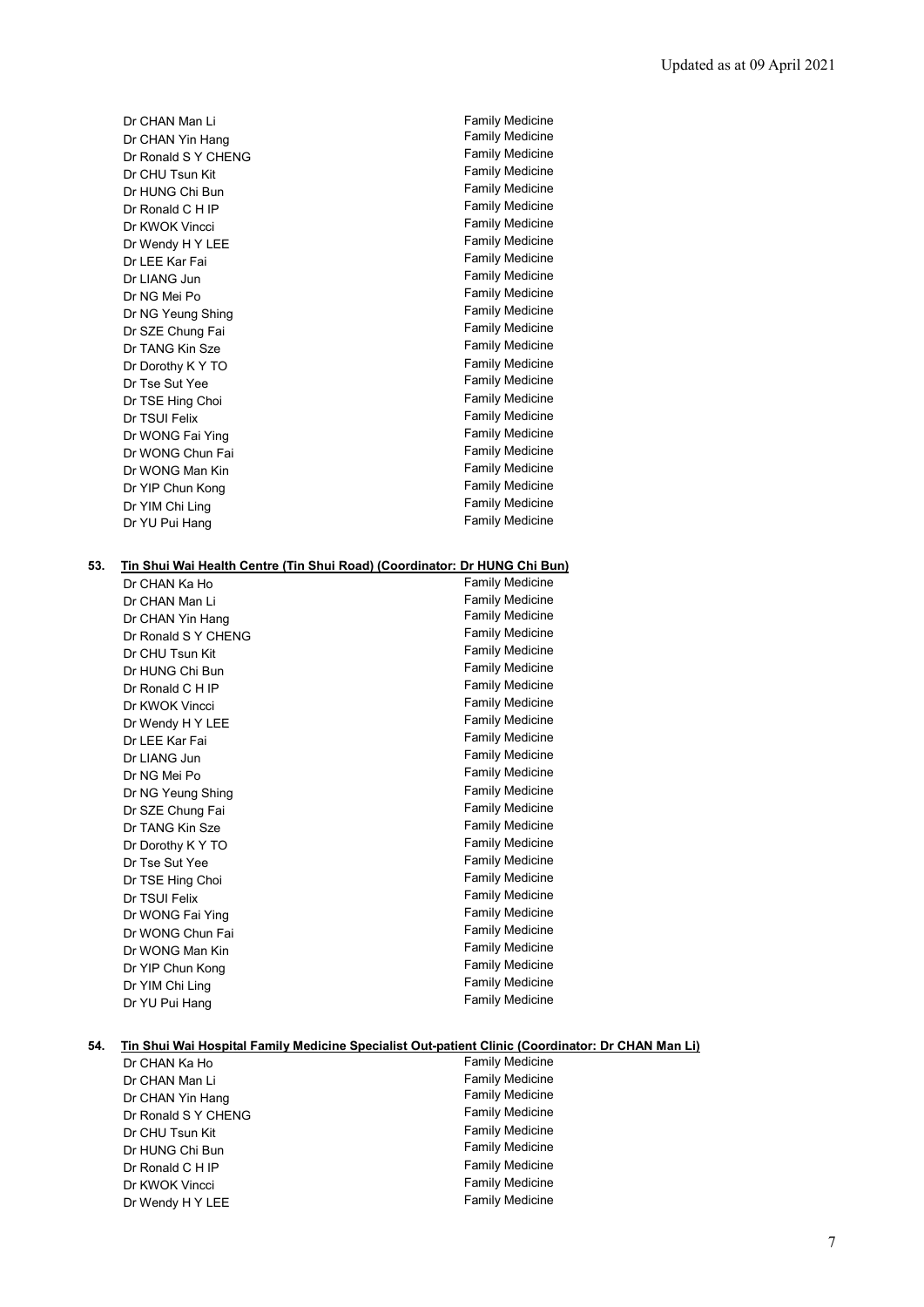| | |
|---|---|
| Dr CHAN Man Li | Family Medicine |
| Dr CHAN Yin Hang | Family Medicine |
| Dr Ronald S Y CHENG | Family Medicine |
| Dr CHU Tsun Kit | Family Medicine |
| Dr HUNG Chi Bun | Family Medicine |
| Dr Ronald C H IP | Family Medicine |
| Dr KWOK Vincci | Family Medicine |
| Dr Wendy H Y LEE | Family Medicine |
| Dr LEE Kar Fai | Family Medicine |
| Dr LIANG Jun | Family Medicine |
| Dr NG Mei Po | Family Medicine |
| Dr NG Yeung Shing | Family Medicine |
| Dr SZE Chung Fai | Family Medicine |
| Dr TANG Kin Sze | Family Medicine |
| Dr Dorothy K Y TO | Family Medicine |
| Dr Tse Sut Yee | Family Medicine |
| Dr TSE Hing Choi | Family Medicine |
| Dr TSUI Felix | Family Medicine |
| Dr WONG Fai Ying | Family Medicine |
| Dr WONG Chun Fai | Family Medicine |
| Dr WONG Man Kin | Family Medicine |
| Dr YIP Chun Kong | Family Medicine |
| Dr YIM Chi Ling | Family Medicine |
| Dr YU Pui Hang | Family Medicine |

**53. Tin Shui Wai Health Centre (Tin Shui Road) (Coordinator: Dr HUNG Chi Bun)**

| | |
|---|---|
| Dr CHAN Ka Ho | Family Medicine |
| Dr CHAN Man Li | Family Medicine |
| Dr CHAN Yin Hang | Family Medicine |
| Dr Ronald S Y CHENG | Family Medicine |
| Dr CHU Tsun Kit | Family Medicine |
| Dr HUNG Chi Bun | Family Medicine |
| Dr Ronald C H IP | Family Medicine |
| Dr KWOK Vincci | Family Medicine |
| Dr Wendy H Y LEE | Family Medicine |
| Dr LEE Kar Fai | Family Medicine |
| Dr LIANG Jun | Family Medicine |
| Dr NG Mei Po | Family Medicine |
| Dr NG Yeung Shing | Family Medicine |
| Dr SZE Chung Fai | Family Medicine |
| Dr TANG Kin Sze | Family Medicine |
| Dr Dorothy K Y TO | Family Medicine |
| Dr Tse Sut Yee | Family Medicine |
| Dr TSE Hing Choi | Family Medicine |
| Dr TSUI Felix | Family Medicine |
| Dr WONG Fai Ying | Family Medicine |
| Dr WONG Chun Fai | Family Medicine |
| Dr WONG Man Kin | Family Medicine |
| Dr YIP Chun Kong | Family Medicine |
| Dr YIM Chi Ling | Family Medicine |
| Dr YU Pui Hang | Family Medicine |

**54. Tin Shui Wai Hospital Family Medicine Specialist Out-patient Clinic (Coordinator: Dr CHAN Man Li)**

| | |
|---|---|
| Dr CHAN Ka Ho | Family Medicine |
| Dr CHAN Man Li | Family Medicine |
| Dr CHAN Yin Hang | Family Medicine |
| Dr Ronald S Y CHENG | Family Medicine |
| Dr CHU Tsun Kit | Family Medicine |
| Dr HUNG Chi Bun | Family Medicine |
| Dr Ronald C H IP | Family Medicine |
| Dr KWOK Vincci | Family Medicine |
| Dr Wendy H Y LEE | Family Medicine |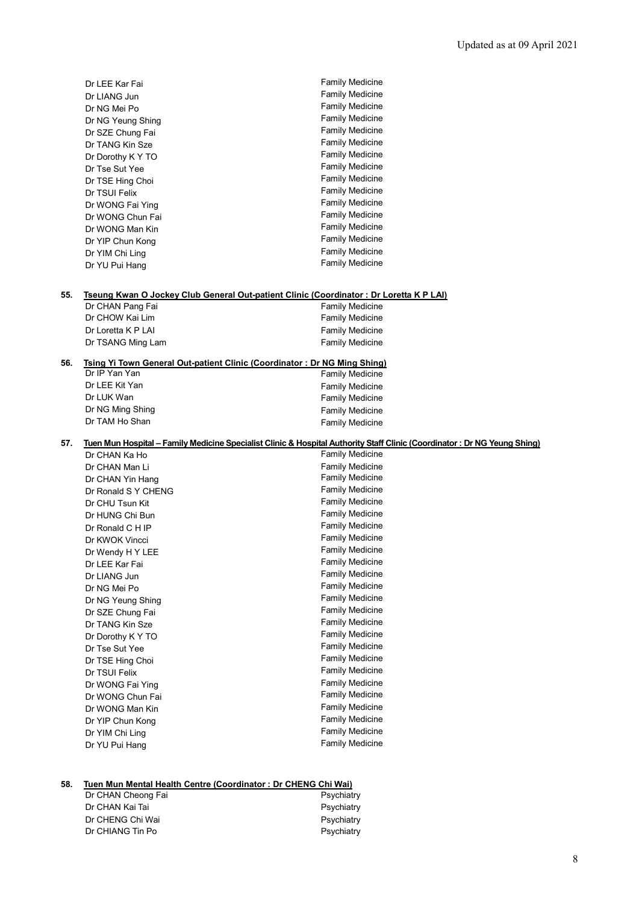| | |
|---|---|
| Dr LEE Kar Fai | Family Medicine |
| Dr LIANG Jun | Family Medicine |
| Dr NG Mei Po | Family Medicine |
| Dr NG Yeung Shing | Family Medicine |
| Dr SZE Chung Fai | Family Medicine |
| Dr TANG Kin Sze | Family Medicine |
| Dr Dorothy K Y TO | Family Medicine |
| Dr Tse Sut Yee | Family Medicine |
| Dr TSE Hing Choi | Family Medicine |
| Dr TSUI Felix | Family Medicine |
| Dr WONG Fai Ying | Family Medicine |
| Dr WONG Chun Fai | Family Medicine |
| Dr WONG Man Kin | Family Medicine |
| Dr YIP Chun Kong | Family Medicine |
| Dr YIM Chi Ling | Family Medicine |
| Dr YU Pui Hang | Family Medicine |

**55. Tseung Kwan O Jockey Club General Out-patient Clinic (Coordinator : Dr Loretta K P LAI)**

| | |
|---|---|
| Dr CHAN Pang Fai | Family Medicine |
| Dr CHOW Kai Lim | Family Medicine |
| Dr Loretta K P LAI | Family Medicine |
| Dr TSANG Ming Lam | Family Medicine |

**56. Tsing Yi Town General Out-patient Clinic (Coordinator : Dr NG Ming Shing)**

| | |
|---|---|
| Dr IP Yan Yan | Family Medicine |
| Dr LEE Kit Yan | Family Medicine |
| Dr LUK Wan | Family Medicine |
| Dr NG Ming Shing | Family Medicine |
| Dr TAM Ho Shan | Family Medicine |

**57. Tuen Mun Hospital – Family Medicine Specialist Clinic & Hospital Authority Staff Clinic (Coordinator : Dr NG Yeung Shing)**

| | |
|---|---|
| Dr CHAN Ka Ho | Family Medicine |
| Dr CHAN Man Li | Family Medicine |
| Dr CHAN Yin Hang | Family Medicine |
| Dr Ronald S Y CHENG | Family Medicine |
| Dr CHU Tsun Kit | Family Medicine |
| Dr HUNG Chi Bun | Family Medicine |
| Dr Ronald C H IP | Family Medicine |
| Dr KWOK Vincci | Family Medicine |
| Dr Wendy H Y LEE | Family Medicine |
| Dr LEE Kar Fai | Family Medicine |
| Dr LIANG Jun | Family Medicine |
| Dr NG Mei Po | Family Medicine |
| Dr NG Yeung Shing | Family Medicine |
| Dr SZE Chung Fai | Family Medicine |
| Dr TANG Kin Sze | Family Medicine |
| Dr Dorothy K Y TO | Family Medicine |
| Dr Tse Sut Yee | Family Medicine |
| Dr TSE Hing Choi | Family Medicine |
| Dr TSUI Felix | Family Medicine |
| Dr WONG Fai Ying | Family Medicine |
| Dr WONG Chun Fai | Family Medicine |
| Dr WONG Man Kin | Family Medicine |
| Dr YIP Chun Kong | Family Medicine |
| Dr YIM Chi Ling | Family Medicine |
| Dr YU Pui Hang | Family Medicine |

**58. Tuen Mun Mental Health Centre (Coordinator : Dr CHENG Chi Wai)**

| | |
|---|---|
| Dr CHAN Cheong Fai | Psychiatry |
| Dr CHAN Kai Tai | Psychiatry |
| Dr CHENG Chi Wai | Psychiatry |
| Dr CHIANG Tin Po | Psychiatry |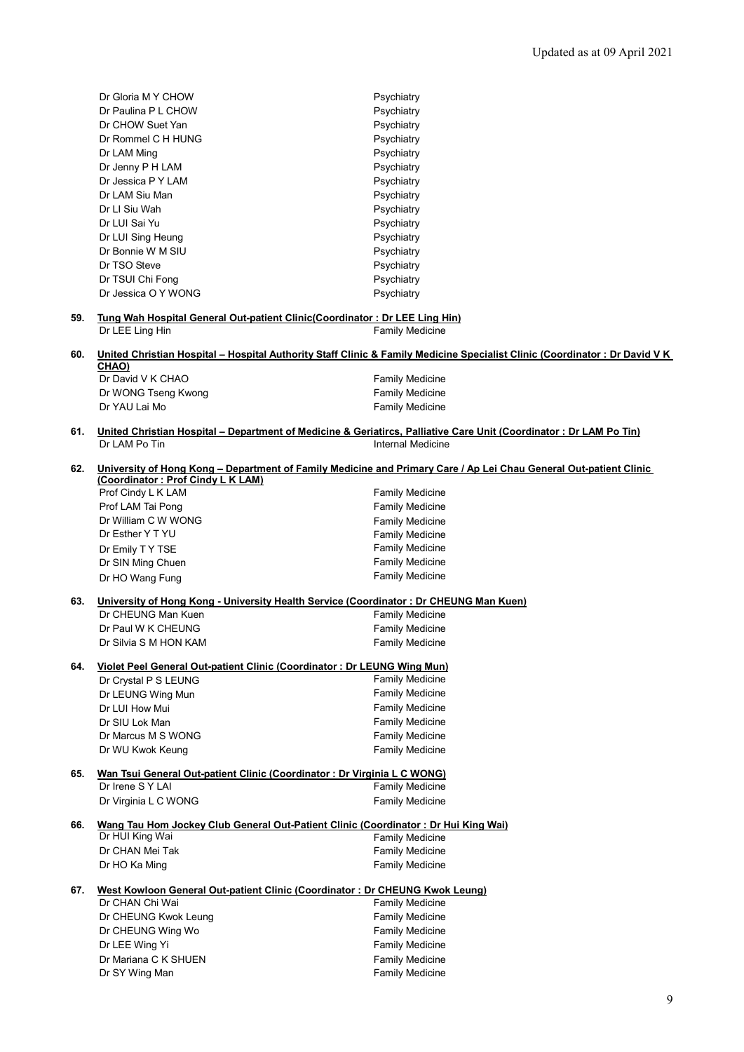Updated as at 09 April 2021

| | |
|---|---|
| Dr Gloria M Y CHOW | Psychiatry |
| Dr Paulina P L CHOW | Psychiatry |
| Dr CHOW Suet Yan | Psychiatry |
| Dr Rommel C H HUNG | Psychiatry |
| Dr LAM Ming | Psychiatry |
| Dr Jenny P H LAM | Psychiatry |
| Dr Jessica P Y LAM | Psychiatry |
| Dr LAM Siu Man | Psychiatry |
| Dr LI Siu Wah | Psychiatry |
| Dr LUI Sai Yu | Psychiatry |
| Dr LUI Sing Heung | Psychiatry |
| Dr Bonnie W M SIU | Psychiatry |
| Dr TSO Steve | Psychiatry |
| Dr TSUI Chi Fong | Psychiatry |
| Dr Jessica O Y WONG | Psychiatry |

**59. Tung Wah Hospital General Out-patient Clinic(Coordinator : Dr LEE Ling Hin)**

| | |
|---|---|
| Dr LEE Ling Hin | Family Medicine |

**60. United Christian Hospital – Hospital Authority Staff Clinic & Family Medicine Specialist Clinic (Coordinator : Dr David V K CHAO)**

| | |
|---|---|
| Dr David V K CHAO | Family Medicine |
| Dr WONG Tseng Kwong | Family Medicine |
| Dr YAU Lai Mo | Family Medicine |

**61. United Christian Hospital – Department of Medicine & Geriatircs, Palliative Care Unit (Coordinator : Dr LAM Po Tin)**

| | |
|---|---|
| Dr LAM Po Tin | Internal Medicine |

**62. University of Hong Kong – Department of Family Medicine and Primary Care / Ap Lei Chau General Out-patient Clinic (Coordinator : Prof Cindy L K LAM)**

| | |
|---|---|
| Prof Cindy L K LAM | Family Medicine |
| Prof LAM Tai Pong | Family Medicine |
| Dr William C W WONG | Family Medicine |
| Dr Esther Y T YU | Family Medicine |
| Dr Emily T Y TSE | Family Medicine |
| Dr SIN Ming Chuen | Family Medicine |
| Dr HO Wang Fung | Family Medicine |

**63. University of Hong Kong - University Health Service (Coordinator : Dr CHEUNG Man Kuen)**

| | |
|---|---|
| Dr CHEUNG Man Kuen | Family Medicine |
| Dr Paul W K CHEUNG | Family Medicine |
| Dr Silvia S M HON KAM | Family Medicine |

**64. Violet Peel General Out-patient Clinic (Coordinator : Dr LEUNG Wing Mun)**

| | |
|---|---|
| Dr Crystal P S LEUNG | Family Medicine |
| Dr LEUNG Wing Mun | Family Medicine |
| Dr LUI How Mui | Family Medicine |
| Dr SIU Lok Man | Family Medicine |
| Dr Marcus M S WONG | Family Medicine |
| Dr WU Kwok Keung | Family Medicine |

**65. Wan Tsui General Out-patient Clinic (Coordinator : Dr Virginia L C WONG)**

| | |
|---|---|
| Dr Irene S Y LAI | Family Medicine |
| Dr Virginia L C WONG | Family Medicine |

**66. Wang Tau Hom Jockey Club General Out-Patient Clinic (Coordinator : Dr Hui King Wai)**

| | |
|---|---|
| Dr HUI King Wai | Family Medicine |
| Dr CHAN Mei Tak | Family Medicine |
| Dr HO Ka Ming | Family Medicine |

**67. West Kowloon General Out-patient Clinic (Coordinator : Dr CHEUNG Kwok Leung)**

| | |
|---|---|
| Dr CHAN Chi Wai | Family Medicine |
| Dr CHEUNG Kwok Leung | Family Medicine |
| Dr CHEUNG Wing Wo | Family Medicine |
| Dr LEE Wing Yi | Family Medicine |
| Dr Mariana C K SHUEN | Family Medicine |
| Dr SY Wing Man | Family Medicine |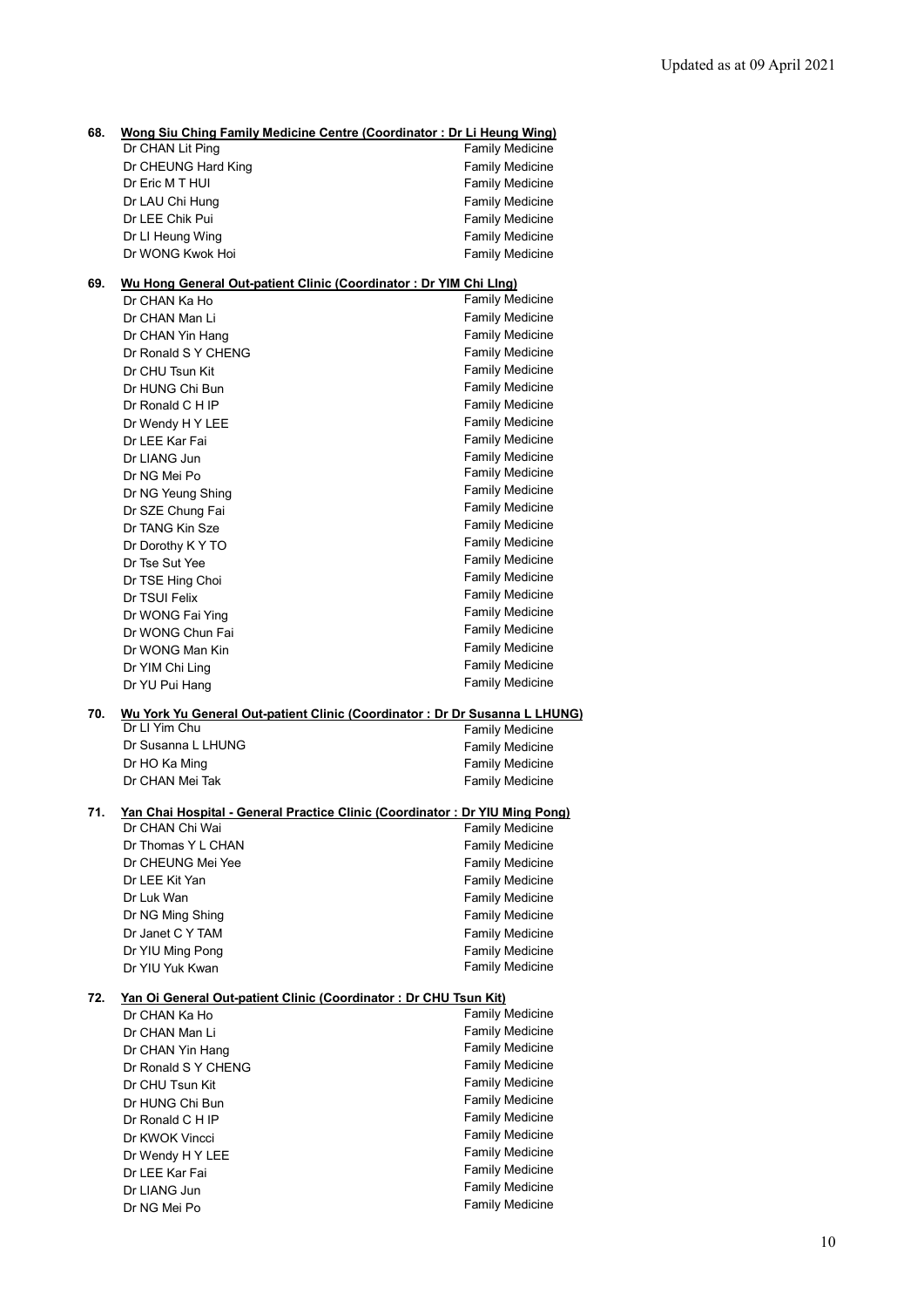**68. Wong Siu Ching Family Medicine Centre (Coordinator : Dr Li Heung Wing)**

| | |
|---|---|
| Dr CHAN Lit Ping | Family Medicine |
| Dr CHEUNG Hard King | Family Medicine |
| Dr Eric M T HUI | Family Medicine |
| Dr LAU Chi Hung | Family Medicine |
| Dr LEE Chik Pui | Family Medicine |
| Dr LI Heung Wing | Family Medicine |
| Dr WONG Kwok Hoi | Family Medicine |

**69. Wu Hong General Out-patient Clinic (Coordinator : Dr YIM Chi LIng)**

| | |
|---|---|
| Dr CHAN Ka Ho | Family Medicine |
| Dr CHAN Man Li | Family Medicine |
| Dr CHAN Yin Hang | Family Medicine |
| Dr Ronald S Y CHENG | Family Medicine |
| Dr CHU Tsun Kit | Family Medicine |
| Dr HUNG Chi Bun | Family Medicine |
| Dr Ronald C H IP | Family Medicine |
| Dr Wendy H Y LEE | Family Medicine |
| Dr LEE Kar Fai | Family Medicine |
| Dr LIANG Jun | Family Medicine |
| Dr NG Mei Po | Family Medicine |
| Dr NG Yeung Shing | Family Medicine |
| Dr SZE Chung Fai | Family Medicine |
| Dr TANG Kin Sze | Family Medicine |
| Dr Dorothy K Y TO | Family Medicine |
| Dr Tse Sut Yee | Family Medicine |
| Dr TSE Hing Choi | Family Medicine |
| Dr TSUI Felix | Family Medicine |
| Dr WONG Fai Ying | Family Medicine |
| Dr WONG Chun Fai | Family Medicine |
| Dr WONG Man Kin | Family Medicine |
| Dr YIM Chi Ling | Family Medicine |
| Dr YU Pui Hang | Family Medicine |

**70. Wu York Yu General Out-patient Clinic (Coordinator : Dr Dr Susanna L LHUNG)**

| | |
|---|---|
| Dr LI Yim Chu | Family Medicine |
| Dr Susanna L LHUNG | Family Medicine |
| Dr HO Ka Ming | Family Medicine |
| Dr CHAN Mei Tak | Family Medicine |

**71. Yan Chai Hospital - General Practice Clinic (Coordinator : Dr YIU Ming Pong)**

| | |
|---|---|
| Dr CHAN Chi Wai | Family Medicine |
| Dr Thomas Y L CHAN | Family Medicine |
| Dr CHEUNG Mei Yee | Family Medicine |
| Dr LEE Kit Yan | Family Medicine |
| Dr Luk Wan | Family Medicine |
| Dr NG Ming Shing | Family Medicine |
| Dr Janet C Y TAM | Family Medicine |
| Dr YIU Ming Pong | Family Medicine |
| Dr YIU Yuk Kwan | Family Medicine |

**72. Yan Oi General Out-patient Clinic (Coordinator : Dr CHU Tsun Kit)**

| | |
|---|---|
| Dr CHAN Ka Ho | Family Medicine |
| Dr CHAN Man Li | Family Medicine |
| Dr CHAN Yin Hang | Family Medicine |
| Dr Ronald S Y CHENG | Family Medicine |
| Dr CHU Tsun Kit | Family Medicine |
| Dr HUNG Chi Bun | Family Medicine |
| Dr Ronald C H IP | Family Medicine |
| Dr KWOK Vincci | Family Medicine |
| Dr Wendy H Y LEE | Family Medicine |
| Dr LEE Kar Fai | Family Medicine |
| Dr LIANG Jun | Family Medicine |
| Dr NG Mei Po | Family Medicine |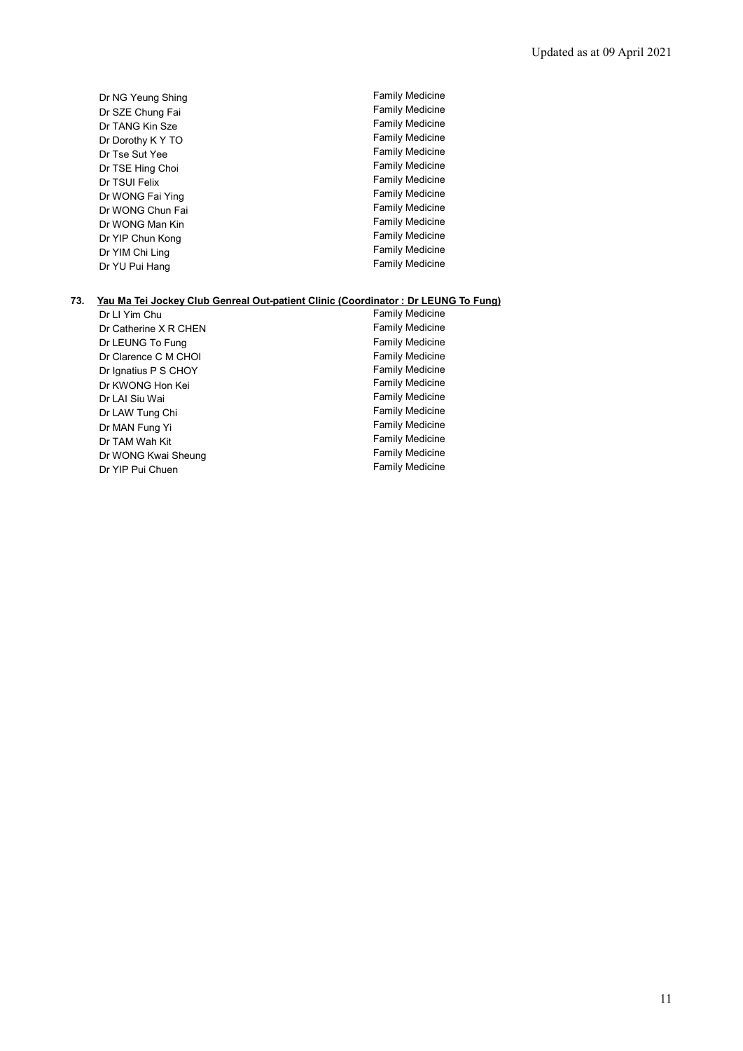| | |
|---|---|
| Dr NG Yeung Shing | Family Medicine |
| Dr SZE Chung Fai | Family Medicine |
| Dr TANG Kin Sze | Family Medicine |
| Dr Dorothy K Y TO | Family Medicine |
| Dr Tse Sut Yee | Family Medicine |
| Dr TSE Hing Choi | Family Medicine |
| Dr TSUI Felix | Family Medicine |
| Dr WONG Fai Ying | Family Medicine |
| Dr WONG Chun Fai | Family Medicine |
| Dr WONG Man Kin | Family Medicine |
| Dr YIP Chun Kong | Family Medicine |
| Dr YIM Chi Ling | Family Medicine |
| Dr YU Pui Hang | Family Medicine |

**73. Yau Ma Tei Jockey Club Genreal Out-patient Clinic (Coordinator : Dr LEUNG To Fung)**

| | |
|---|---|
| Dr LI Yim Chu | Family Medicine |
| Dr Catherine X R CHEN | Family Medicine |
| Dr LEUNG To Fung | Family Medicine |
| Dr Clarence C M CHOI | Family Medicine |
| Dr Ignatius P S CHOY | Family Medicine |
| Dr KWONG Hon Kei | Family Medicine |
| Dr LAI Siu Wai | Family Medicine |
| Dr LAW Tung Chi | Family Medicine |
| Dr MAN Fung Yi | Family Medicine |
| Dr TAM Wah Kit | Family Medicine |
| Dr WONG Kwai Sheung | Family Medicine |
| Dr YIP Pui Chuen | Family Medicine |